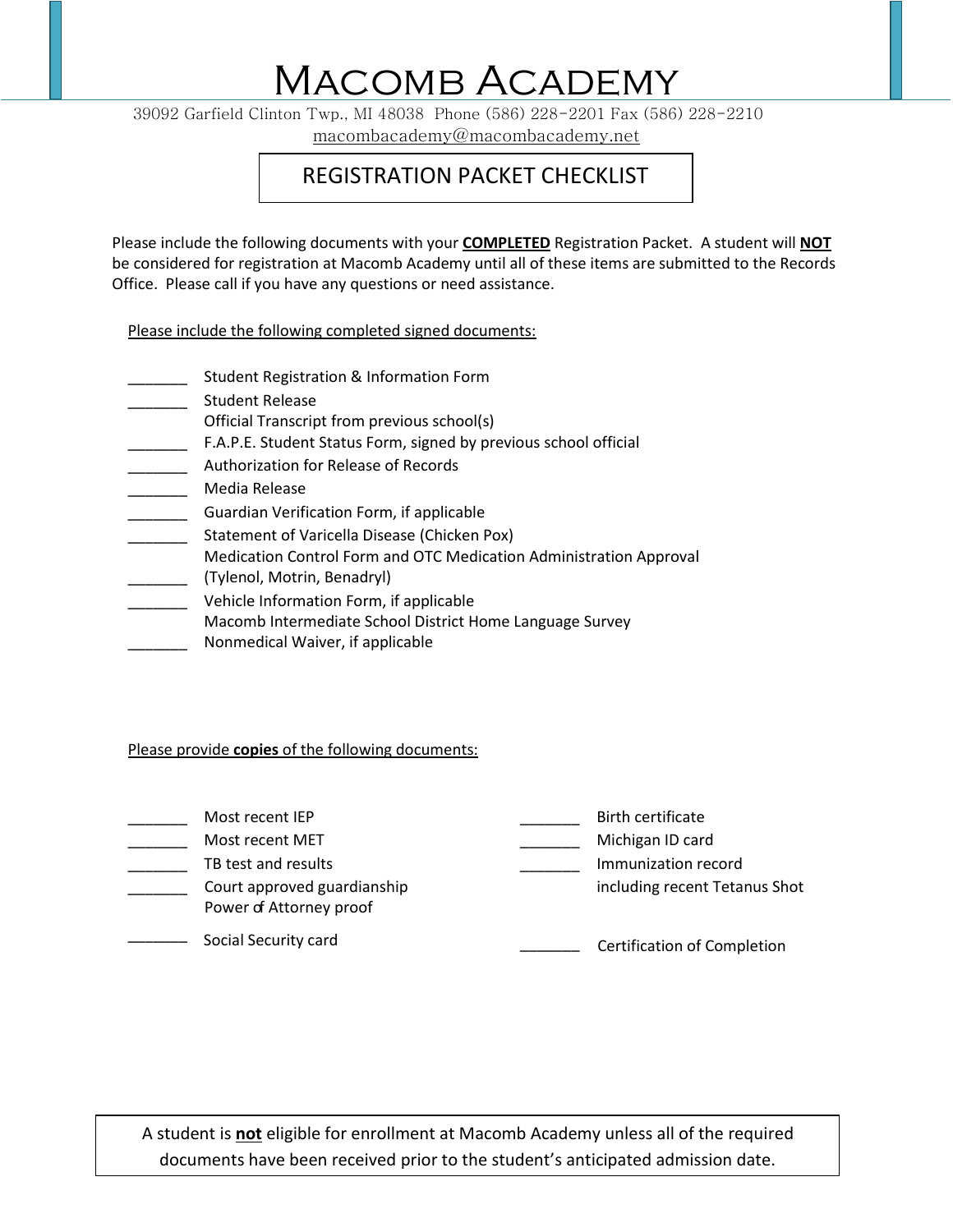# Macomb Academy

39092 Garfield Clinton Twp., MI 48038 Phone (586) 228-2201 Fax (586) 228-2210
macombacademy@macombacademy.net

## REGISTRATION PACKET CHECKLIST

Please include the following documents with your **COMPLETED** Registration Packet. A student will **NOT** be considered for registration at Macomb Academy until all of these items are submitted to the Records Office. Please call if you have any questions or need assistance.

Please include the following completed signed documents:

_______ Student Registration & Information Form
_______ Student Release
Official Transcript from previous school(s)
_______ F.A.P.E. Student Status Form, signed by previous school official
_______ Authorization for Release of Records
_______ Media Release
_______ Guardian Verification Form, if applicable
_______ Statement of Varicella Disease (Chicken Pox)
Medication Control Form and OTC Medication Administration Approval
_______ (Tylenol, Motrin, Benadryl)
_______ Vehicle Information Form, if applicable
Macomb Intermediate School District Home Language Survey
_______ Nonmedical Waiver, if applicable

Please provide **copies** of the following documents:

_______ Most recent IEP
_______ Most recent MET
_______ TB test and results
_______ Court approved guardianship
Power of Attorney proof
_______ Social Security card

_______ Birth certificate
_______ Michigan ID card
_______ Immunization record
including recent Tetanus Shot
_______ Certification of Completion

A student is **not** eligible for enrollment at Macomb Academy unless all of the required documents have been received prior to the student's anticipated admission date.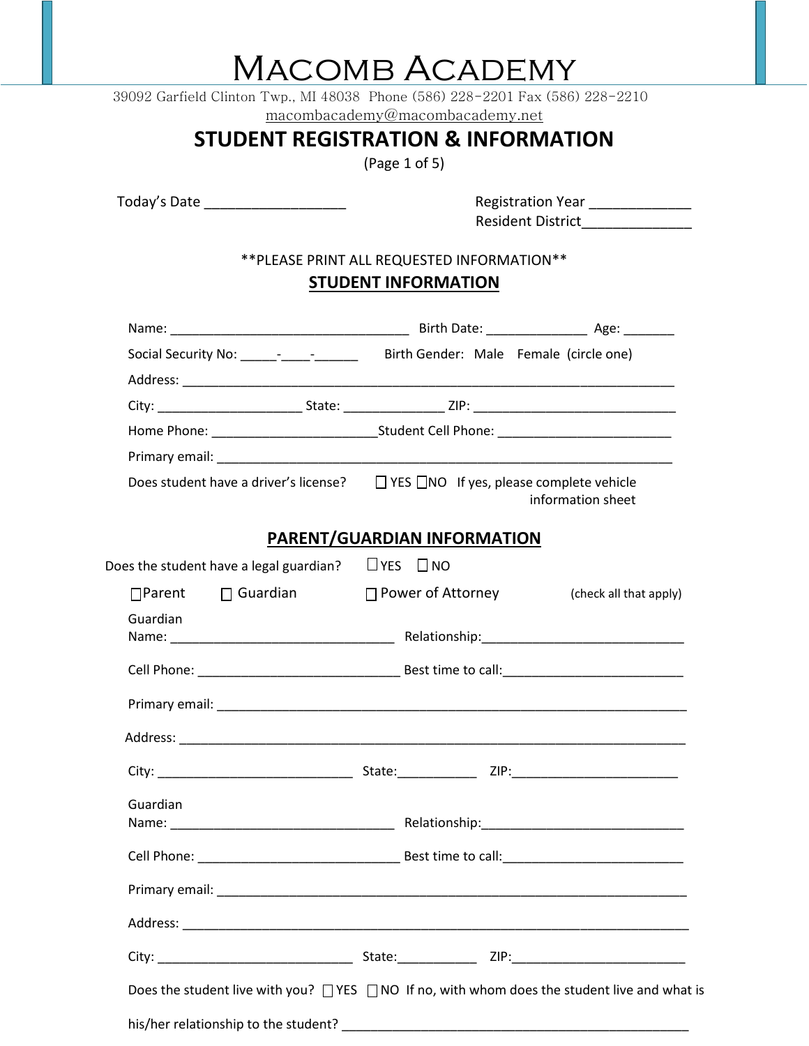# Macomb Academy

39092 Garfield Clinton Twp., MI 48038 Phone (586) 228-2201 Fax (586) 228-2210

macombacademy@macombacademy.net

## STUDENT REGISTRATION & INFORMATION

(Page 1 of 5)

Today's Date __________________ Registration Year _____________

Resident District______________

**PLEASE PRINT ALL REQUESTED INFORMATION**

### STUDENT INFORMATION

Name: _________________________________ Birth Date: ______________ Age: _______

Social Security No: _____-____-______ Birth Gender: Male Female (circle one)

Address: ____________________________________________________________________

City: ____________________ State: ______________ ZIP: ____________________________

Home Phone: ______________________Student Cell Phone: ________________________

Primary email: _______________________________________________________________

Does student have a driver's license? ☐ YES ☐ NO If yes, please complete vehicle information sheet

### PARENT/GUARDIAN INFORMATION

Does the student have a legal guardian? ☐ YES ☐ NO

☐ Parent ☐ Guardian ☐ Power of Attorney (check all that apply)

Guardian Name: _______________________________ Relationship:___________________________

Cell Phone: ___________________________ Best time to call:_________________________

Primary email: _________________________________________________________________

Address: ______________________________________________________________________

City: ___________________________ State:___________ ZIP:_______________________

Guardian Name: _______________________________ Relationship:___________________________

Cell Phone: ___________________________ Best time to call:_________________________

Primary email: _________________________________________________________________

Address: ______________________________________________________________________

City: ___________________________ State:___________ ZIP:_______________________

Does the student live with you? ☐ YES ☐ NO If no, with whom does the student live and what is his/her relationship to the student? _________________________________________________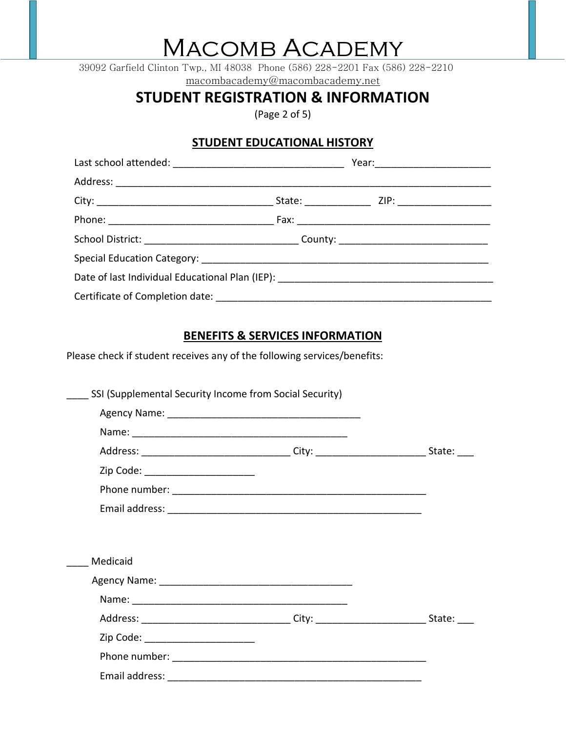# Macomb Academy

39092 Garfield Clinton Twp., MI 48038 Phone (586) 228-2201 Fax (586) 228-2210
macombacademy@macombacademy.net

## STUDENT REGISTRATION & INFORMATION

(Page 2 of 5)

### STUDENT EDUCATIONAL HISTORY

Last school attended: ______________________________ Year:____________________

Address: ___________________________________________________________________

City: ________________________________ State: ___________ ZIP: ________________

Phone: ______________________________ Fax: __________________________________

School District: ___________________________ County: __________________________

Special Education Category: ___________________________________________________

Date of last Individual Educational Plan (IEP): ______________________________________

Certificate of Completion date: _________________________________________________

### BENEFITS & SERVICES INFORMATION

Please check if student receives any of the following services/benefits:

____ SSI (Supplemental Security Income from Social Security)

Agency Name: __________________________________

Name: _______________________________________

Address: ___________________________ City: ____________________ State: ___

Zip Code: ____________________

Phone number: ______________________________________________

Email address: ______________________________________________

____ Medicaid

Agency Name: __________________________________

Name: _______________________________________

Address: ___________________________ City: ____________________ State: ___

Zip Code: ____________________

Phone number: ______________________________________________

Email address: ______________________________________________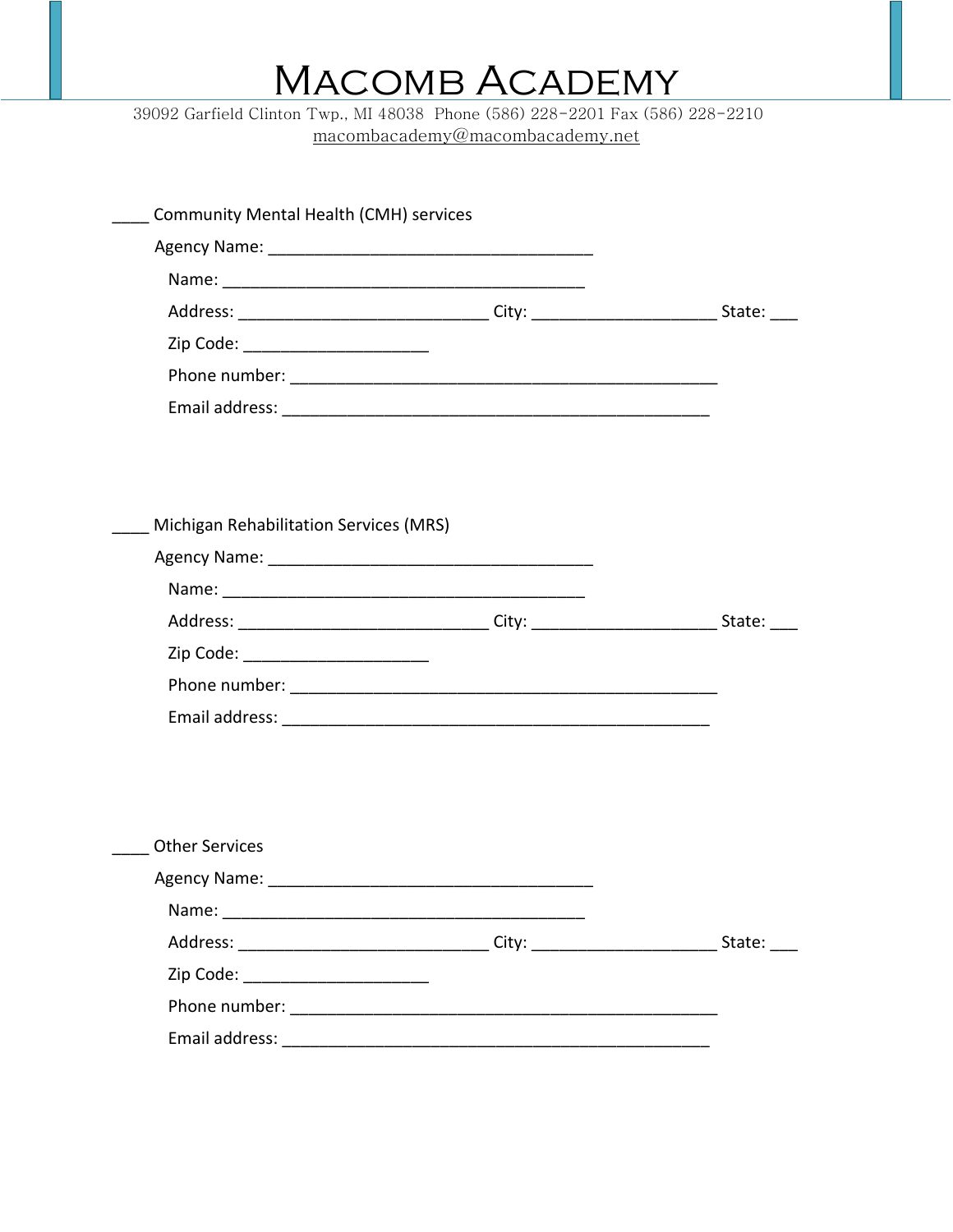# Macomb Academy

39092 Garfield Clinton Twp., MI 48038 Phone (586) 228-2201 Fax (586) 228-2210
macombacademy@macombacademy.net

____ Community Mental Health (CMH) services

Agency Name: ____________________________________

Name: ________________________________________

Address: ___________________________ City: ____________________ State: ___

Zip Code: ____________________

Phone number: _______________________________________________

Email address: _______________________________________________

____ Michigan Rehabilitation Services (MRS)

Agency Name: ____________________________________

Name: ________________________________________

Address: ___________________________ City: ____________________ State: ___

Zip Code: ____________________

Phone number: _______________________________________________

Email address: _______________________________________________

____ Other Services

Agency Name: ____________________________________

Name: ________________________________________

Address: ___________________________ City: ____________________ State: ___

Zip Code: ____________________

Phone number: _______________________________________________

Email address: _______________________________________________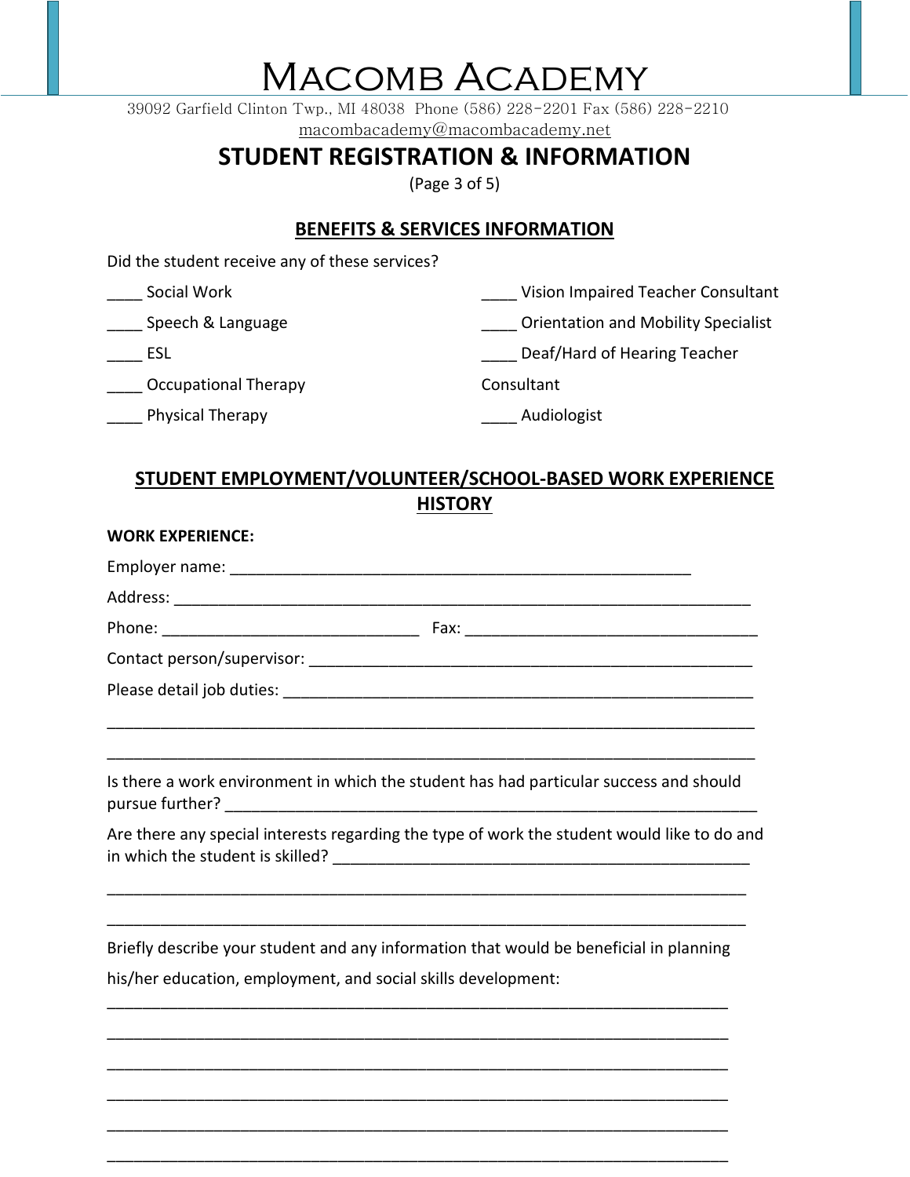# Macomb Academy

39092 Garfield Clinton Twp., MI 48038 Phone (586) 228-2201 Fax (586) 228-2210
macombacademy@macombacademy.net

## STUDENT REGISTRATION & INFORMATION

(Page 3 of 5)

### BENEFITS & SERVICES INFORMATION

Did the student receive any of these services?

____ Social Work

____ Speech & Language

____ ESL

____ Occupational Therapy

____ Physical Therapy

____ Vision Impaired Teacher Consultant

____ Orientation and Mobility Specialist

____ Deaf/Hard of Hearing Teacher Consultant

____ Audiologist

### STUDENT EMPLOYMENT/VOLUNTEER/SCHOOL-BASED WORK EXPERIENCE HISTORY

**WORK EXPERIENCE:**

Employer name: ______________________________________________________

Address: ___________________________________________________________________

Phone: _____________________________ Fax: __________________________________

Contact person/supervisor: ____________________________________________________

Please detail job duties: ______________________________________________________

___________________________________________________________________________

___________________________________________________________________________

Is there a work environment in which the student has had particular success and should pursue further? ______________________________________________________________

Are there any special interests regarding the type of work the student would like to do and in which the student is skilled? ________________________________________________

___________________________________________________________________________

___________________________________________________________________________

Briefly describe your student and any information that would be beneficial in planning his/her education, employment, and social skills development:

_________________________________________________________________________

_________________________________________________________________________

_________________________________________________________________________

_________________________________________________________________________

_________________________________________________________________________

_________________________________________________________________________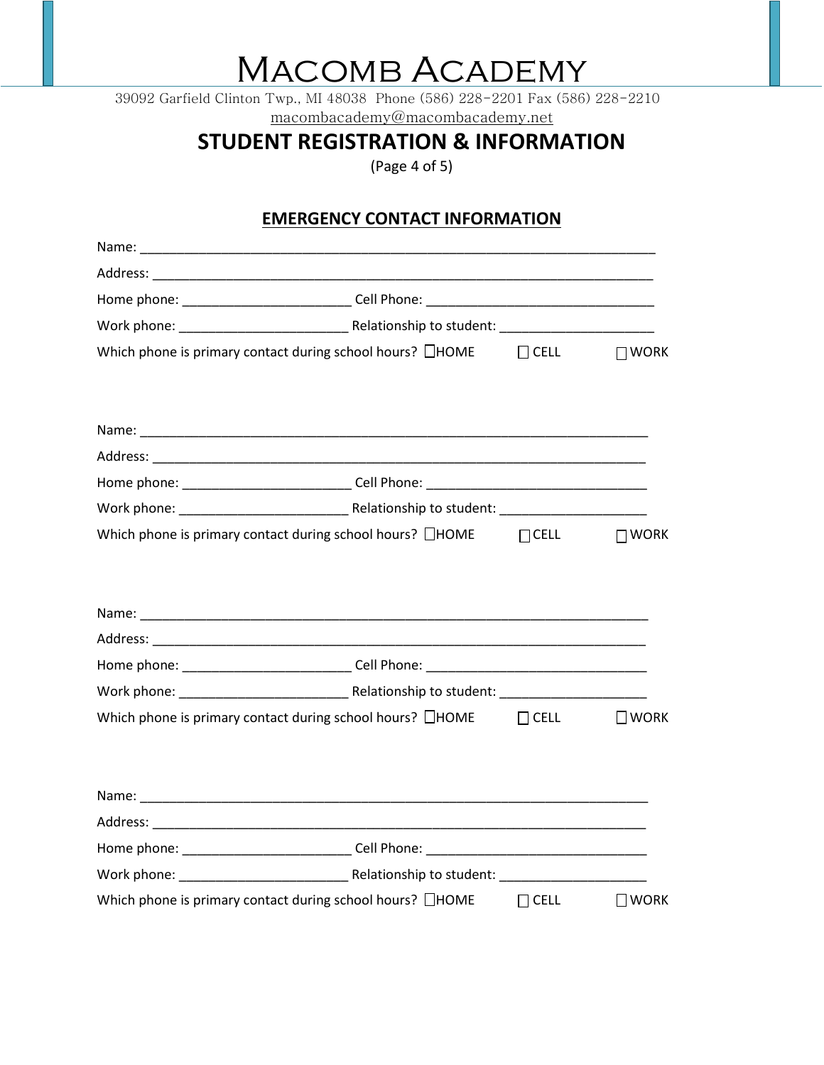# Macomb Academy

39092 Garfield Clinton Twp., MI 48038 Phone (586) 228-2201 Fax (586) 228-2210
macombacademy@macombacademy.net

## STUDENT REGISTRATION & INFORMATION

(Page 4 of 5)

### EMERGENCY CONTACT INFORMATION

Name: ___________________________________________________________________________

Address: _________________________________________________________________________

Home phone: ________________________ Cell Phone: _________________________________

Work phone: ________________________ Relationship to student: ______________________

Which phone is primary contact during school hours? ☐HOME ☐ CELL ☐ WORK

Name: ___________________________________________________________________________

Address: _________________________________________________________________________

Home phone: ________________________ Cell Phone: _________________________________

Work phone: ________________________ Relationship to student: ______________________

Which phone is primary contact during school hours? ☐HOME ☐ CELL ☐ WORK

Name: ___________________________________________________________________________

Address: _________________________________________________________________________

Home phone: ________________________ Cell Phone: _________________________________

Work phone: ________________________ Relationship to student: ______________________

Which phone is primary contact during school hours? ☐HOME ☐ CELL ☐ WORK

Name: ___________________________________________________________________________

Address: _________________________________________________________________________

Home phone: ________________________ Cell Phone: _________________________________

Work phone: ________________________ Relationship to student: ______________________

Which phone is primary contact during school hours? ☐HOME ☐ CELL ☐ WORK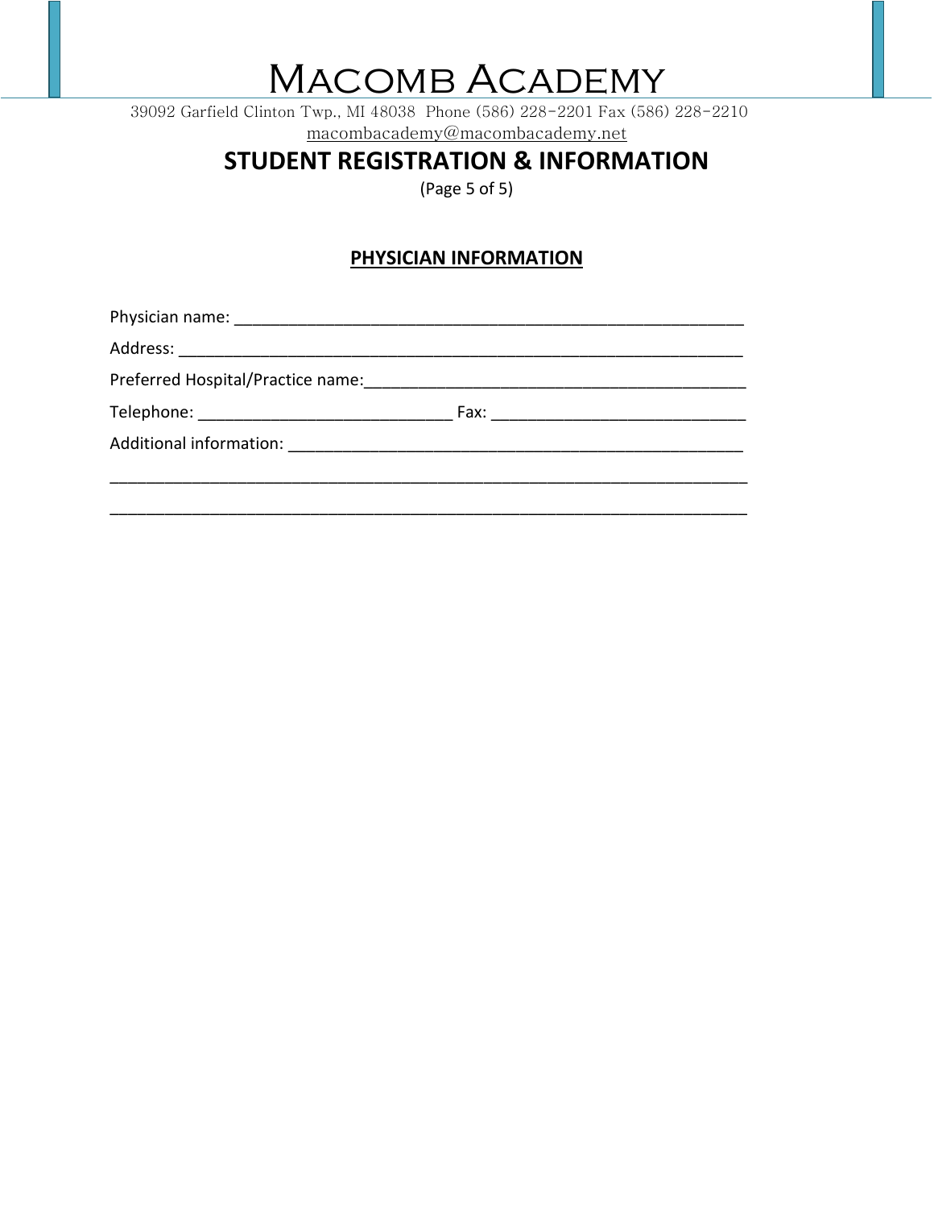# Macomb Academy

39092 Garfield Clinton Twp., MI 48038 Phone (586) 228-2201 Fax (586) 228-2210
macombacademy@macombacademy.net

## STUDENT REGISTRATION & INFORMATION

(Page 5 of 5)

### PHYSICIAN INFORMATION

Physician name: ___________________________________________________________

Address: ________________________________________________________________

Preferred Hospital/Practice name:__________________________________________

Telephone: ____________________________ Fax: ____________________________

Additional information: ____________________________________________________

_________________________________________________________________________

_________________________________________________________________________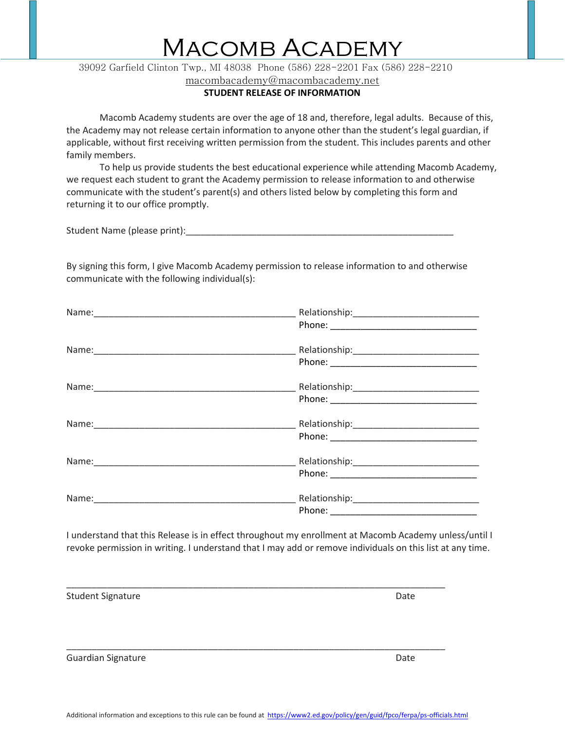# Macomb Academy

39092 Garfield Clinton Twp., MI 48038 Phone (586) 228-2201 Fax (586) 228-2210

macombacademy@macombacademy.net

**STUDENT RELEASE OF INFORMATION**

Macomb Academy students are over the age of 18 and, therefore, legal adults. Because of this, the Academy may not release certain information to anyone other than the student's legal guardian, if applicable, without first receiving written permission from the student. This includes parents and other family members.

To help us provide students the best educational experience while attending Macomb Academy, we request each student to grant the Academy permission to release information to and otherwise communicate with the student's parent(s) and others listed below by completing this form and returning it to our office promptly.

Student Name (please print):_______________________________________________________

By signing this form, I give Macomb Academy permission to release information to and otherwise communicate with the following individual(s):

Name:_________________________________________ Relationship:_________________________
Phone: _____________________________

Name:_________________________________________ Relationship:_________________________
Phone: _____________________________

Name:_________________________________________ Relationship:_________________________
Phone: _____________________________

Name:_________________________________________ Relationship:_________________________
Phone: _____________________________

Name:_________________________________________ Relationship:_________________________
Phone: _____________________________

Name:_________________________________________ Relationship:_________________________
Phone: _____________________________

I understand that this Release is in effect throughout my enrollment at Macomb Academy unless/until I revoke permission in writing. I understand that I may add or remove individuals on this list at any time.

_____________________________________________________________________________

Student Signature Date

_____________________________________________________________________________

Guardian Signature Date

Additional information and exceptions to this rule can be found at https://www2.ed.gov/policy/gen/guid/fpco/ferpa/ps-officials.html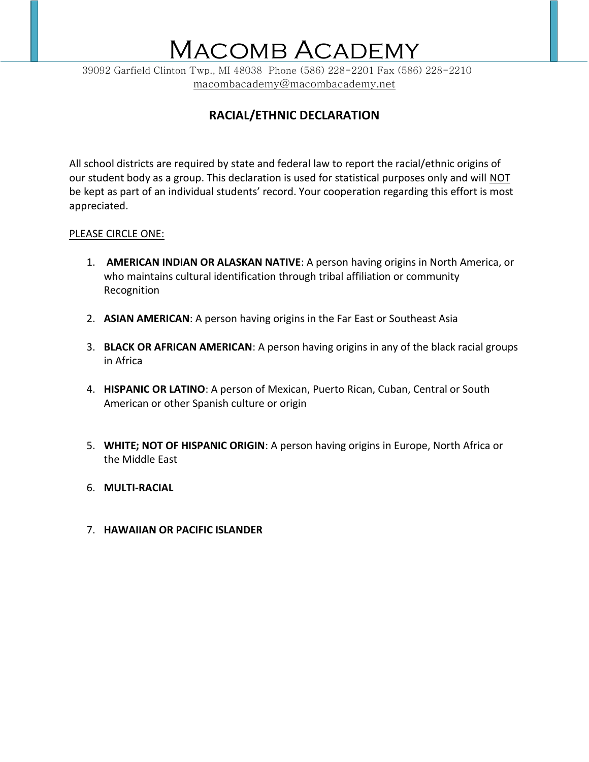# Macomb Academy

39092 Garfield Clinton Twp., MI 48038 Phone (586) 228-2201 Fax (586) 228-2210
macombacademy@macombacademy.net

## RACIAL/ETHNIC DECLARATION

All school districts are required by state and federal law to report the racial/ethnic origins of our student body as a group. This declaration is used for statistical purposes only and will NOT be kept as part of an individual students' record. Your cooperation regarding this effort is most appreciated.

PLEASE CIRCLE ONE:

1. **AMERICAN INDIAN OR ALASKAN NATIVE**: A person having origins in North America, or who maintains cultural identification through tribal affiliation or community Recognition

2. **ASIAN AMERICAN**: A person having origins in the Far East or Southeast Asia

3. **BLACK OR AFRICAN AMERICAN**: A person having origins in any of the black racial groups in Africa

4. **HISPANIC OR LATINO**: A person of Mexican, Puerto Rican, Cuban, Central or South American or other Spanish culture or origin

5. **WHITE; NOT OF HISPANIC ORIGIN**: A person having origins in Europe, North Africa or the Middle East

6. **MULTI-RACIAL**

7. **HAWAIIAN OR PACIFIC ISLANDER**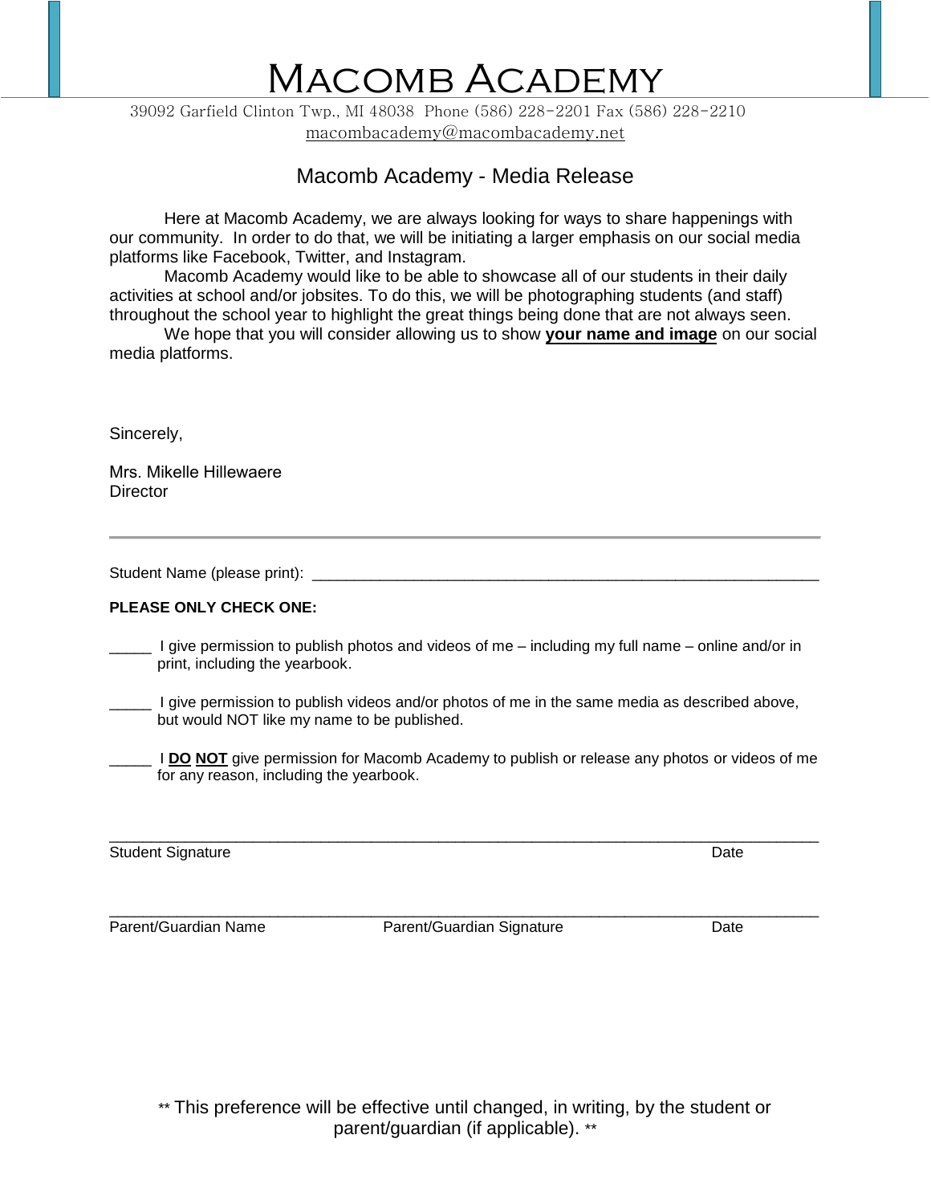# Macomb Academy

39092 Garfield Clinton Twp., MI 48038 Phone (586) 228-2201 Fax (586) 228-2210
macombacademy@macombacademy.net

## Macomb Academy - Media Release

Here at Macomb Academy, we are always looking for ways to share happenings with our community. In order to do that, we will be initiating a larger emphasis on our social media platforms like Facebook, Twitter, and Instagram.

Macomb Academy would like to be able to showcase all of our students in their daily activities at school and/or jobsites. To do this, we will be photographing students (and staff) throughout the school year to highlight the great things being done that are not always seen.

We hope that you will consider allowing us to show **your name and image** on our social media platforms.

Sincerely,

Mrs. Mikelle Hillewaere
Director

---

Student Name (please print): _______________________________________________________________

**PLEASE ONLY CHECK ONE:**

_____ I give permission to publish photos and videos of me – including my full name – online and/or in print, including the yearbook.

_____ I give permission to publish videos and/or photos of me in the same media as described above, but would NOT like my name to be published.

_____ I **DO NOT** give permission for Macomb Academy to publish or release any photos or videos of me for any reason, including the yearbook.

_______________________________________________________________________________________
Student Signature                                                                                                  Date

_______________________________________________________________________________________
Parent/Guardian Name                    Parent/Guardian Signature                    Date

** This preference will be effective until changed, in writing, by the student or parent/guardian (if applicable). **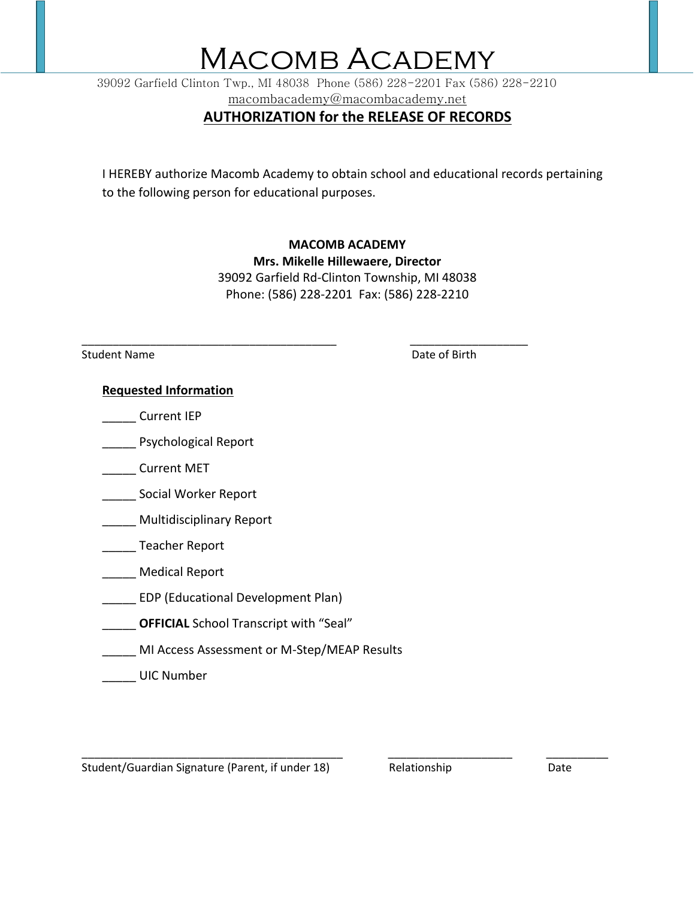# Macomb Academy

39092 Garfield Clinton Twp., MI 48038 Phone (586) 228-2201 Fax (586) 228-2210
macombacademy@macombacademy.net

## AUTHORIZATION for the RELEASE OF RECORDS

I HEREBY authorize Macomb Academy to obtain school and educational records pertaining to the following person for educational purposes.

**MACOMB ACADEMY**
**Mrs. Mikelle Hillewaere, Director**
39092 Garfield Rd-Clinton Township, MI 48038
Phone: (586) 228-2201 Fax: (586) 228-2210

_________________________________________ ___________________
Student Name Date of Birth

**Requested Information**

_____ Current IEP

_____ Psychological Report

_____ Current MET

_____ Social Worker Report

_____ Multidisciplinary Report

_____ Teacher Report

_____ Medical Report

_____ EDP (Educational Development Plan)

_____ **OFFICIAL** School Transcript with "Seal"

_____ MI Access Assessment or M-Step/MEAP Results

_____ UIC Number

__________________________________________ ____________________ __________
Student/Guardian Signature (Parent, if under 18) Relationship Date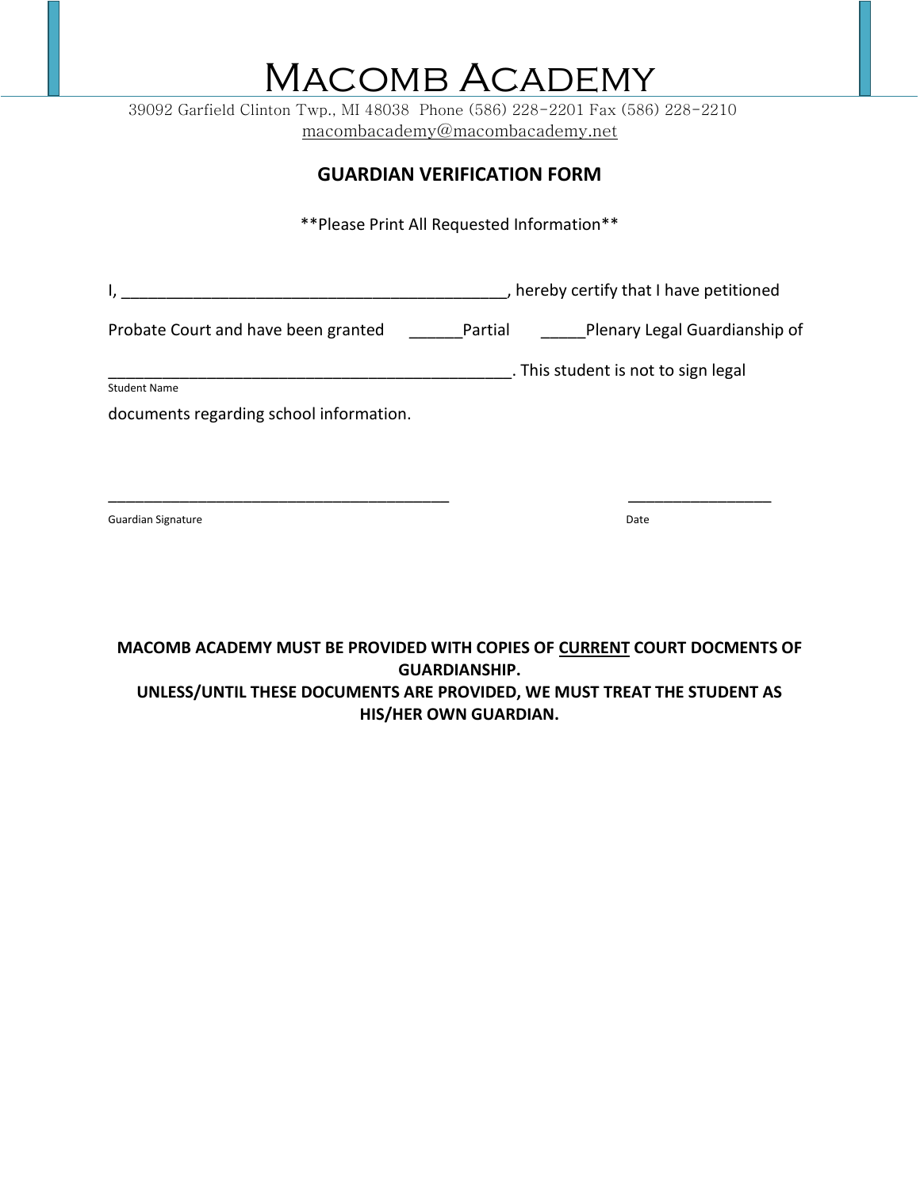# MACOMB ACADEMY

39092 Garfield Clinton Twp., MI 48038 Phone (586) 228-2201 Fax (586) 228-2210
macombacademy@macombacademy.net

## GUARDIAN VERIFICATION FORM

**Please Print All Requested Information**

I, ___________________________________________, hereby certify that I have petitioned

Probate Court and have been granted ______Partial _____Plenary Legal Guardianship of

______________________________________________. This student is not to sign legal
Student Name

documents regarding school information.

_______________________________________ ________________
Guardian Signature Date

**MACOMB ACADEMY MUST BE PROVIDED WITH COPIES OF CURRENT COURT DOCMENTS OF GUARDIANSHIP.**
**UNLESS/UNTIL THESE DOCUMENTS ARE PROVIDED, WE MUST TREAT THE STUDENT AS HIS/HER OWN GUARDIAN.**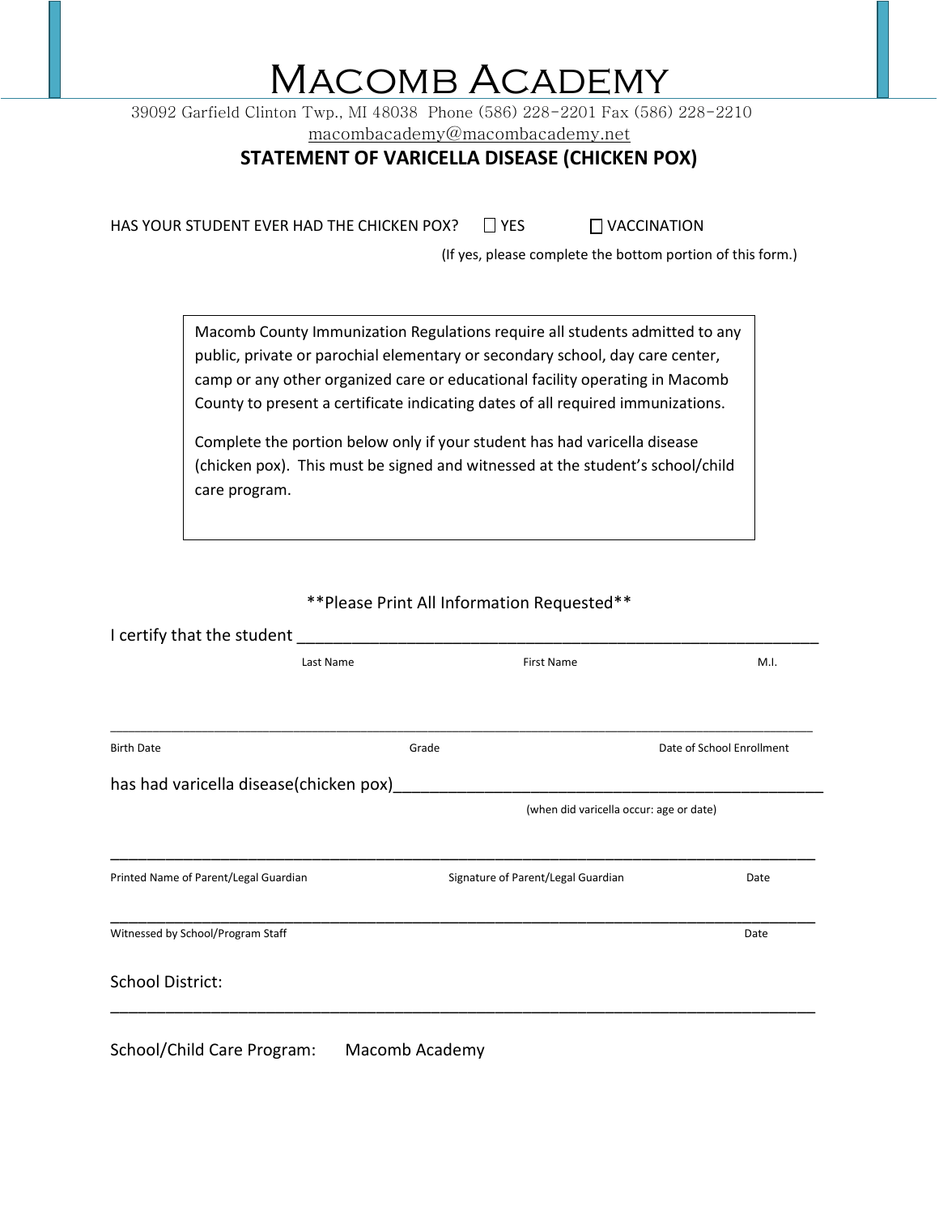# Macomb Academy

39092 Garfield Clinton Twp., MI 48038 Phone (586) 228-2201 Fax (586) 228-2210
macombacademy@macombacademy.net

## STATEMENT OF VARICELLA DISEASE (CHICKEN POX)

HAS YOUR STUDENT EVER HAD THE CHICKEN POX? ☐ YES ☐ VACCINATION

(If yes, please complete the bottom portion of this form.)

> Macomb County Immunization Regulations require all students admitted to any public, private or parochial elementary or secondary school, day care center, camp or any other organized care or educational facility operating in Macomb County to present a certificate indicating dates of all required immunizations.
>
> Complete the portion below only if your student has had varicella disease (chicken pox). This must be signed and witnessed at the student's school/child care program.

**Please Print All Information Requested**

I certify that the student ___________________________________________________________

Last Name First Name M.I.

___________________________________________________________________________________

Birth Date Grade Date of School Enrollment

has had varicella disease(chicken pox)_______________________________________________

(when did varicella occur: age or date)

___________________________________________________________________________________

Printed Name of Parent/Legal Guardian Signature of Parent/Legal Guardian Date

___________________________________________________________________________________

Witnessed by School/Program Staff Date

School District:

___________________________________________________________________________________

School/Child Care Program: Macomb Academy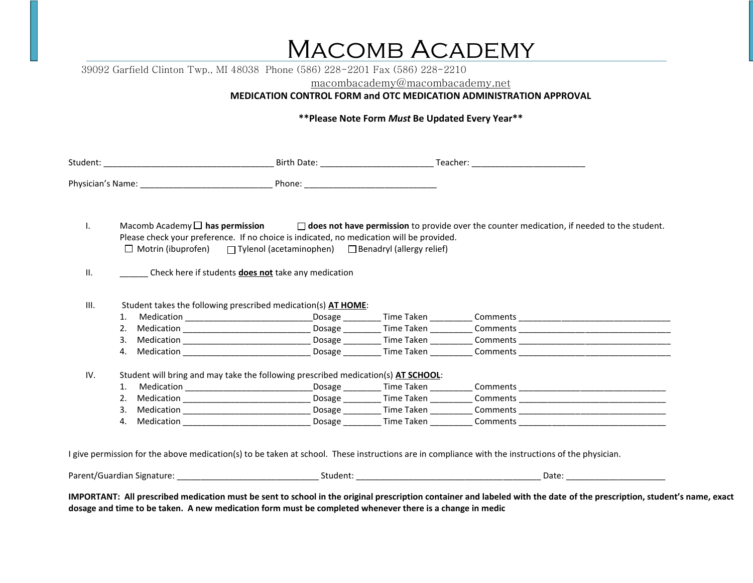# Macomb Academy

39092 Garfield Clinton Twp., MI 48038 Phone (586) 228-2201 Fax (586) 228-2210
macombacademy@macombacademy.net

**MEDICATION CONTROL FORM and OTC MEDICATION ADMINISTRATION APPROVAL**

**\*\*Please Note Form *Must* Be Updated Every Year\*\***

Student: ___________________________________ Birth Date: _______________________ Teacher: ________________________

Physician's Name: ____________________________ Phone: ____________________________

I. Macomb Academy ☐ **has permission** ☐ **does not have permission** to provide over the counter medication, if needed to the student. Please check your preference. If no choice is indicated, no medication will be provided.
☐ Motrin (ibuprofen) ☐ Tylenol (acetaminophen) ☐ Benadryl (allergy relief)

II. ______ Check here if students **<u>does not</u>** take any medication

III. Student takes the following prescribed medication(s) **<u>AT HOME</u>**:
1. Medication ___________________________Dosage ________ Time Taken _________ Comments ________________________________
2. Medication ___________________________ Dosage ________ Time Taken _________ Comments ________________________________
3. Medication ___________________________ Dosage ________ Time Taken _________ Comments ________________________________
4. Medication ___________________________ Dosage ________ Time Taken _________ Comments ________________________________

IV. Student will bring and may take the following prescribed medication(s) **<u>AT SCHOOL</u>**:
1. Medication ___________________________Dosage ________ Time Taken _________ Comments _______________________________
2. Medication ___________________________ Dosage ________ Time Taken _________ Comments _______________________________
3. Medication ___________________________ Dosage ________ Time Taken _________ Comments _______________________________
4. Medication ___________________________ Dosage ________ Time Taken _________ Comments _______________________________

I give permission for the above medication(s) to be taken at school. These instructions are in compliance with the instructions of the physician.

Parent/Guardian Signature: ______________________________ Student: _______________________________________ Date: _____________________

**IMPORTANT: All prescribed medication must be sent to school in the original prescription container and labeled with the date of the prescription, student's name, exact dosage and time to be taken. A new medication form must be completed whenever there is a change in medic**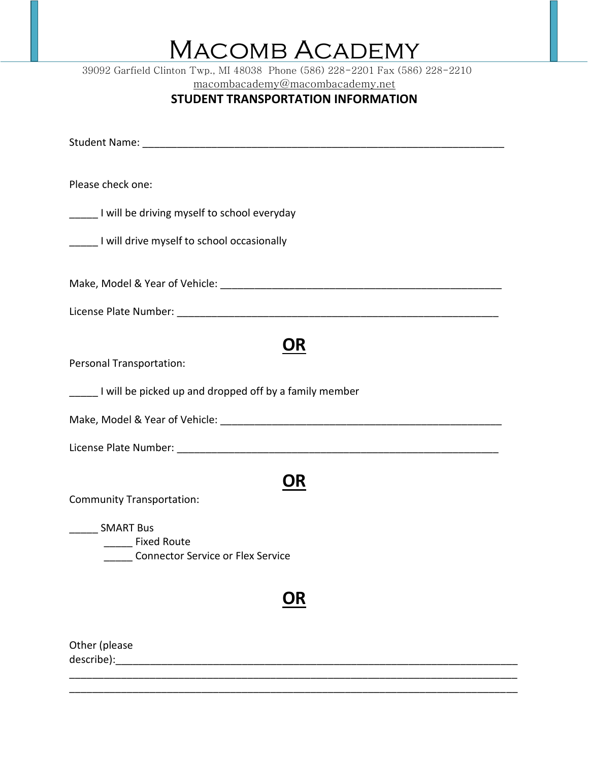# Macomb Academy

39092 Garfield Clinton Twp., MI 48038 Phone (586) 228-2201 Fax (586) 228-2210
macombacademy@macombacademy.net

## STUDENT TRANSPORTATION INFORMATION

Student Name: ___________________________________________________________________

Please check one:

_____ I will be driving myself to school everyday

_____ I will drive myself to school occasionally

Make, Model & Year of Vehicle: ___________________________________________________

License Plate Number: _________________________________________________________

**OR**

Personal Transportation:

_____ I will be picked up and dropped off by a family member

Make, Model & Year of Vehicle: ___________________________________________________

License Plate Number: _________________________________________________________

**OR**

Community Transportation:

_____ SMART Bus
- _____ Fixed Route
- _____ Connector Service or Flex Service

**OR**

Other (please describe):_________________________________________________________________
______________________________________________________________________________
______________________________________________________________________________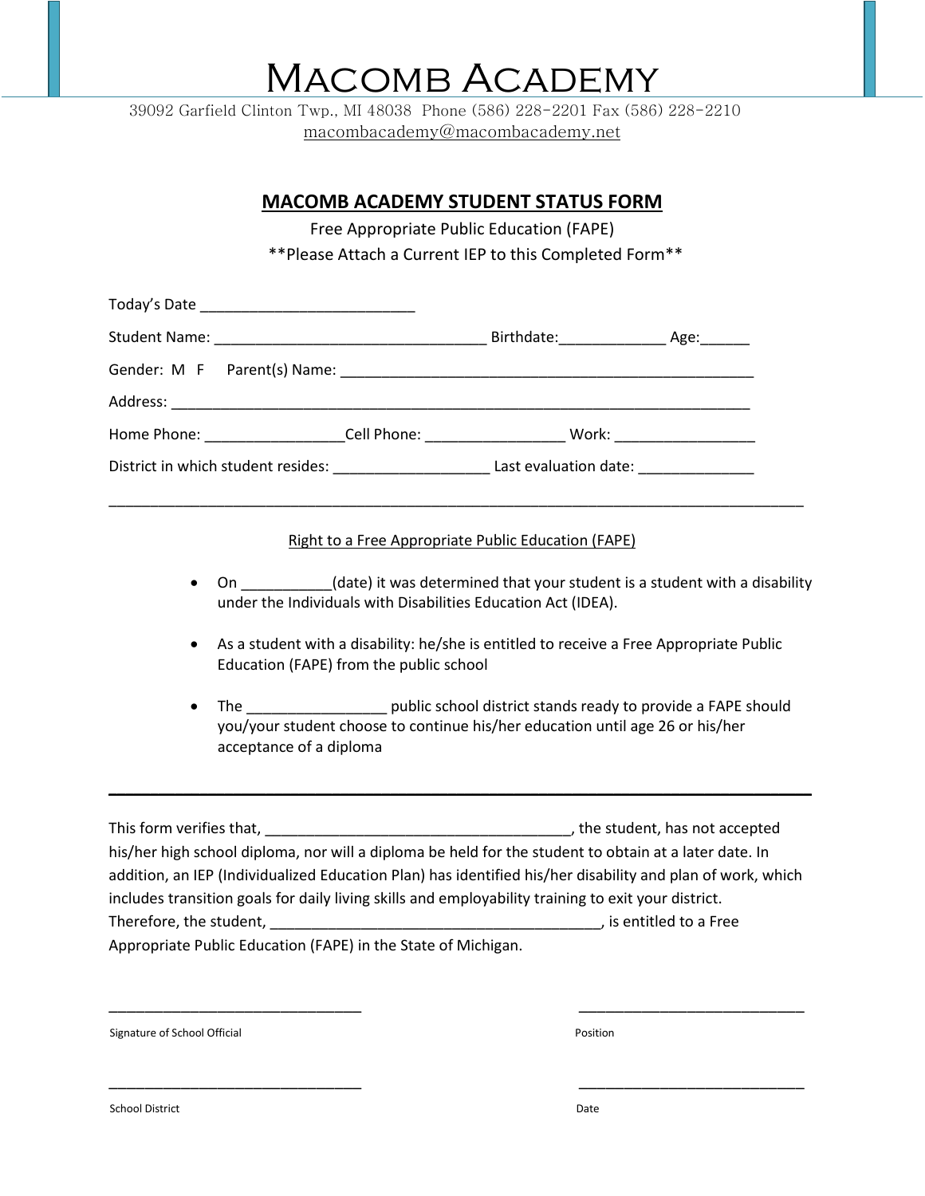# Macomb Academy

39092 Garfield Clinton Twp., MI 48038 Phone (586) 228-2201 Fax (586) 228-2210
macombacademy@macombacademy.net

## MACOMB ACADEMY STUDENT STATUS FORM

Free Appropriate Public Education (FAPE)

**Please Attach a Current IEP to this Completed Form**

Today's Date ___________________________

Student Name: ___________________________________ Birthdate:______________ Age:______

Gender: M F Parent(s) Name: ______________________________________________________

Address: ____________________________________________________________________________

Home Phone: _________________Cell Phone: _________________ Work: __________________

District in which student resides: ____________________ Last evaluation date: ______________

---

Right to a Free Appropriate Public Education (FAPE)

- On ___________(date) it was determined that your student is a student with a disability under the Individuals with Disabilities Education Act (IDEA).
- As a student with a disability: he/she is entitled to receive a Free Appropriate Public Education (FAPE) from the public school
- The _________________ public school district stands ready to provide a FAPE should you/your student choose to continue his/her education until age 26 or his/her acceptance of a diploma

---

This form verifies that, _____________________________________, the student, has not accepted his/her high school diploma, nor will a diploma be held for the student to obtain at a later date. In addition, an IEP (Individualized Education Plan) has identified his/her disability and plan of work, which includes transition goals for daily living skills and employability training to exit your district. Therefore, the student, _________________________________________, is entitled to a Free Appropriate Public Education (FAPE) in the State of Michigan.

________________________________ ____________________________

Signature of School Official Position

________________________________ ____________________________

School District Date